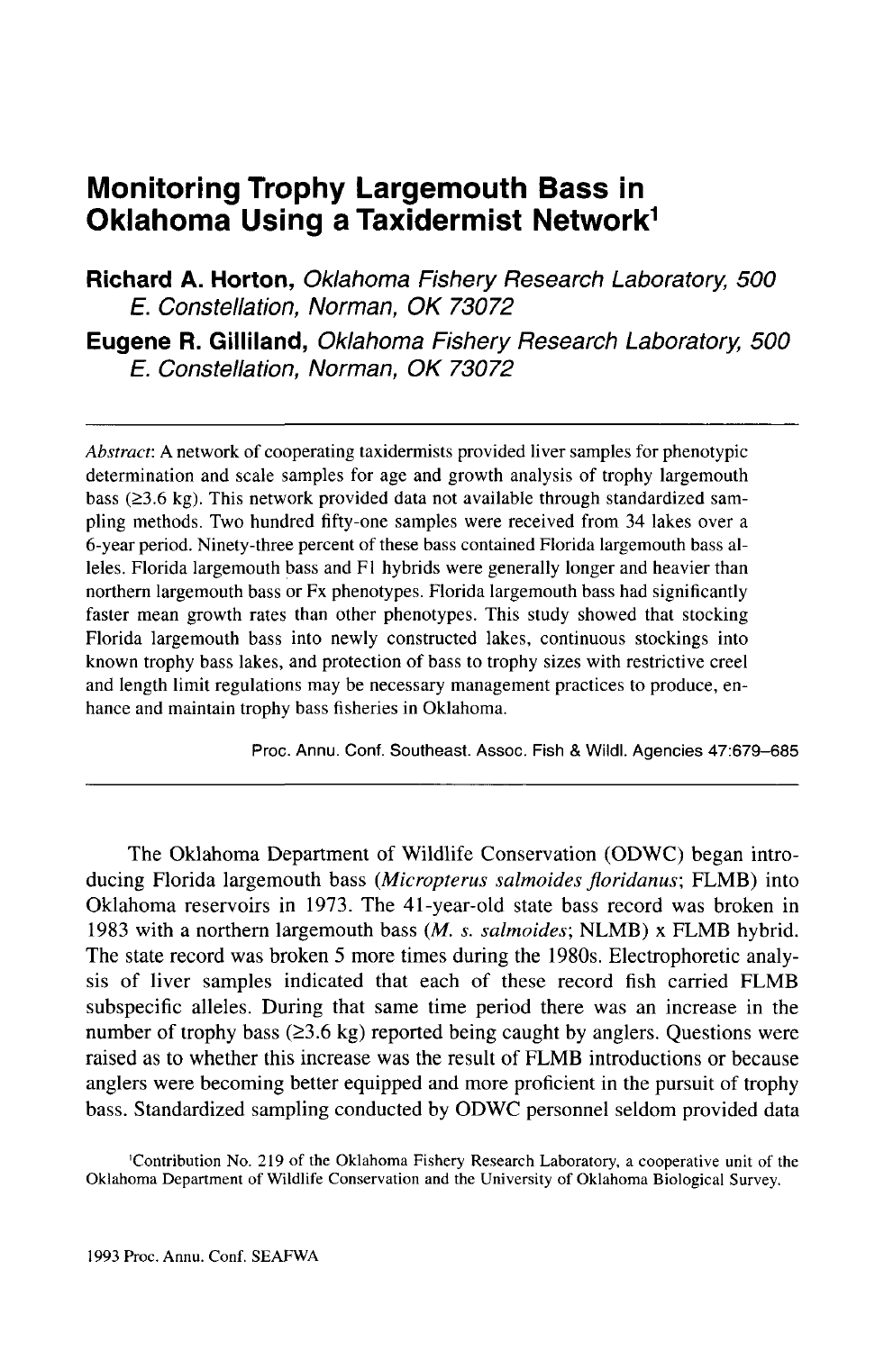# Monitoring Trophy Largemouth Bass in Oklahoma Using a Taxidermist Network[1]

**Richard A. Horton,** *Oklahoma Fishery Research Laboratory, 500 E. Constellation, Norman, OK 73072*

**Eugene R. Gilliland,** *Oklahoma Fishery Research Laboratory, 500 E. Constellation, Norman, OK 73072*

---

*Abstract*: A network of cooperating taxidermists provided liver samples for phenotypic determination and scale samples for age and growth analysis of trophy largemouth bass (≥3.6 kg). This network provided data not available through standardized sampling methods. Two hundred fifty-one samples were received from 34 lakes over a 6-year period. Ninety-three percent of these bass contained Florida largemouth bass alleles. Florida largemouth bass and F1 hybrids were generally longer and heavier than northern largemouth bass or Fx phenotypes. Florida largemouth bass had significantly faster mean growth rates than other phenotypes. This study showed that stocking Florida largemouth bass into newly constructed lakes, continuous stockings into known trophy bass lakes, and protection of bass to trophy sizes with restrictive creel and length limit regulations may be necessary management practices to produce, enhance and maintain trophy bass fisheries in Oklahoma.

Proc. Annu. Conf. Southeast. Assoc. Fish & Wildl. Agencies 47:679–685

---

The Oklahoma Department of Wildlife Conservation (ODWC) began introducing Florida largemouth bass (*Micropterus salmoides floridanus*; FLMB) into Oklahoma reservoirs in 1973. The 41-year-old state bass record was broken in 1983 with a northern largemouth bass (*M. s. salmoides*; NLMB) x FLMB hybrid. The state record was broken 5 more times during the 1980s. Electrophoretic analysis of liver samples indicated that each of these record fish carried FLMB subspecific alleles. During that same time period there was an increase in the number of trophy bass (≥3.6 kg) reported being caught by anglers. Questions were raised as to whether this increase was the result of FLMB introductions or because anglers were becoming better equipped and more proficient in the pursuit of trophy bass. Standardized sampling conducted by ODWC personnel seldom provided data

[1]Contribution No. 219 of the Oklahoma Fishery Research Laboratory, a cooperative unit of the Oklahoma Department of Wildlife Conservation and the University of Oklahoma Biological Survey.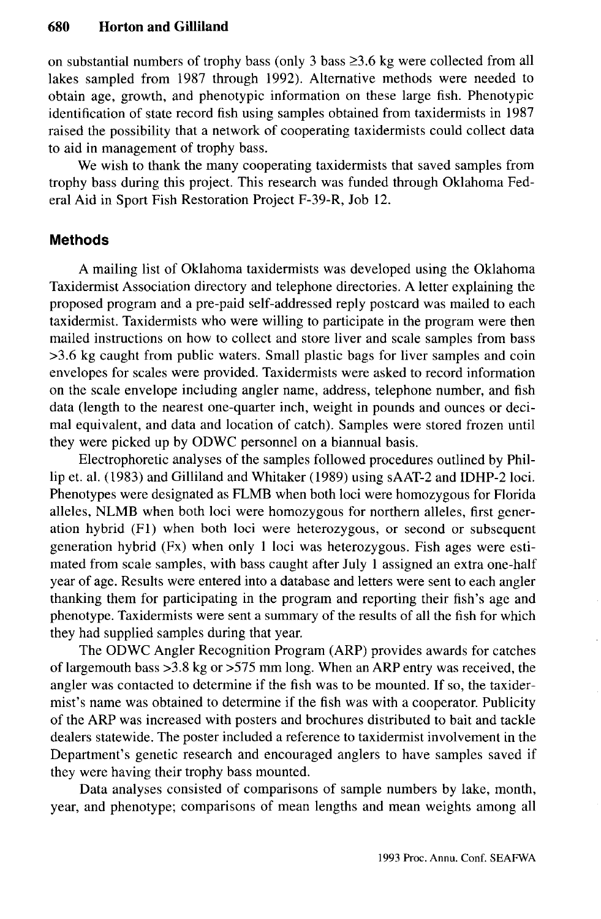on substantial numbers of trophy bass (only 3 bass ≥3.6 kg were collected from all lakes sampled from 1987 through 1992). Alternative methods were needed to obtain age, growth, and phenotypic information on these large fish. Phenotypic identification of state record fish using samples obtained from taxidermists in 1987 raised the possibility that a network of cooperating taxidermists could collect data to aid in management of trophy bass.

We wish to thank the many cooperating taxidermists that saved samples from trophy bass during this project. This research was funded through Oklahoma Federal Aid in Sport Fish Restoration Project F-39-R, Job 12.

## Methods

A mailing list of Oklahoma taxidermists was developed using the Oklahoma Taxidermist Association directory and telephone directories. A letter explaining the proposed program and a pre-paid self-addressed reply postcard was mailed to each taxidermist. Taxidermists who were willing to participate in the program were then mailed instructions on how to collect and store liver and scale samples from bass >3.6 kg caught from public waters. Small plastic bags for liver samples and coin envelopes for scales were provided. Taxidermists were asked to record information on the scale envelope including angler name, address, telephone number, and fish data (length to the nearest one-quarter inch, weight in pounds and ounces or decimal equivalent, and data and location of catch). Samples were stored frozen until they were picked up by ODWC personnel on a biannual basis.

Electrophoretic analyses of the samples followed procedures outlined by Phillip et. al. (1983) and Gilliland and Whitaker (1989) using sAAT-2 and IDHP-2 loci. Phenotypes were designated as FLMB when both loci were homozygous for Florida alleles, NLMB when both loci were homozygous for northern alleles, first generation hybrid (F1) when both loci were heterozygous, or second or subsequent generation hybrid (Fx) when only 1 loci was heterozygous. Fish ages were estimated from scale samples, with bass caught after July 1 assigned an extra one-half year of age. Results were entered into a database and letters were sent to each angler thanking them for participating in the program and reporting their fish's age and phenotype. Taxidermists were sent a summary of the results of all the fish for which they had supplied samples during that year.

The ODWC Angler Recognition Program (ARP) provides awards for catches of largemouth bass >3.8 kg or >575 mm long. When an ARP entry was received, the angler was contacted to determine if the fish was to be mounted. If so, the taxidermist's name was obtained to determine if the fish was with a cooperator. Publicity of the ARP was increased with posters and brochures distributed to bait and tackle dealers statewide. The poster included a reference to taxidermist involvement in the Department's genetic research and encouraged anglers to have samples saved if they were having their trophy bass mounted.

Data analyses consisted of comparisons of sample numbers by lake, month, year, and phenotype; comparisons of mean lengths and mean weights among all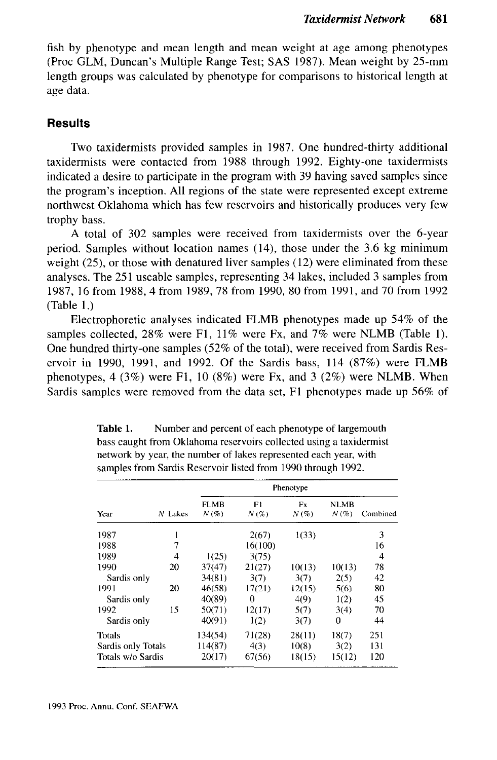fish by phenotype and mean length and mean weight at age among phenotypes (Proc GLM, Duncan's Multiple Range Test; SAS 1987). Mean weight by 25-mm length groups was calculated by phenotype for comparisons to historical length at age data.

## Results

Two taxidermists provided samples in 1987. One hundred-thirty additional taxidermists were contacted from 1988 through 1992. Eighty-one taxidermists indicated a desire to participate in the program with 39 having saved samples since the program's inception. All regions of the state were represented except extreme northwest Oklahoma which has few reservoirs and historically produces very few trophy bass.

A total of 302 samples were received from taxidermists over the 6-year period. Samples without location names (14), those under the 3.6 kg minimum weight (25), or those with denatured liver samples (12) were eliminated from these analyses. The 251 useable samples, representing 34 lakes, included 3 samples from 1987, 16 from 1988, 4 from 1989, 78 from 1990, 80 from 1991, and 70 from 1992 (Table 1.)

Electrophoretic analyses indicated FLMB phenotypes made up 54% of the samples collected, 28% were F1, 11% were Fx, and 7% were NLMB (Table 1). One hundred thirty-one samples (52% of the total), were received from Sardis Reservoir in 1990, 1991, and 1992. Of the Sardis bass, 114 (87%) were FLMB phenotypes, 4 (3%) were F1, 10 (8%) were Fx, and 3 (2%) were NLMB. When Sardis samples were removed from the data set, F1 phenotypes made up 56% of

**Table 1.** Number and percent of each phenotype of largemouth bass caught from Oklahoma reservoirs collected using a taxidermist network by year, the number of lakes represented each year, with samples from Sardis Reservoir listed from 1990 through 1992.

| | | Phenotype | | | | |
|---|---|---|---|---|---|---|
| Year | *N* Lakes | FLMB *N* (%) | F1 *N* (%) | Fx *N* (%) | NLMB *N* (%) | Combined |
| 1987 | 1 | | 2(67) | 1(33) | | 3 |
| 1988 | 7 | | 16(100) | | | 16 |
| 1989 | 4 | 1(25) | 3(75) | | | 4 |
| 1990 | 20 | 37(47) | 21(27) | 10(13) | 10(13) | 78 |
| Sardis only | | 34(81) | 3(7) | 3(7) | 2(5) | 42 |
| 1991 | 20 | 46(58) | 17(21) | 12(15) | 5(6) | 80 |
| Sardis only | | 40(89) | 0 | 4(9) | 1(2) | 45 |
| 1992 | 15 | 50(71) | 12(17) | 5(7) | 3(4) | 70 |
| Sardis only | | 40(91) | 1(2) | 3(7) | 0 | 44 |
| Totals | | 134(54) | 71(28) | 28(11) | 18(7) | 251 |
| Sardis only Totals | | 114(87) | 4(3) | 10(8) | 3(2) | 131 |
| Totals w/o Sardis | | 20(17) | 67(56) | 18(15) | 15(12) | 120 |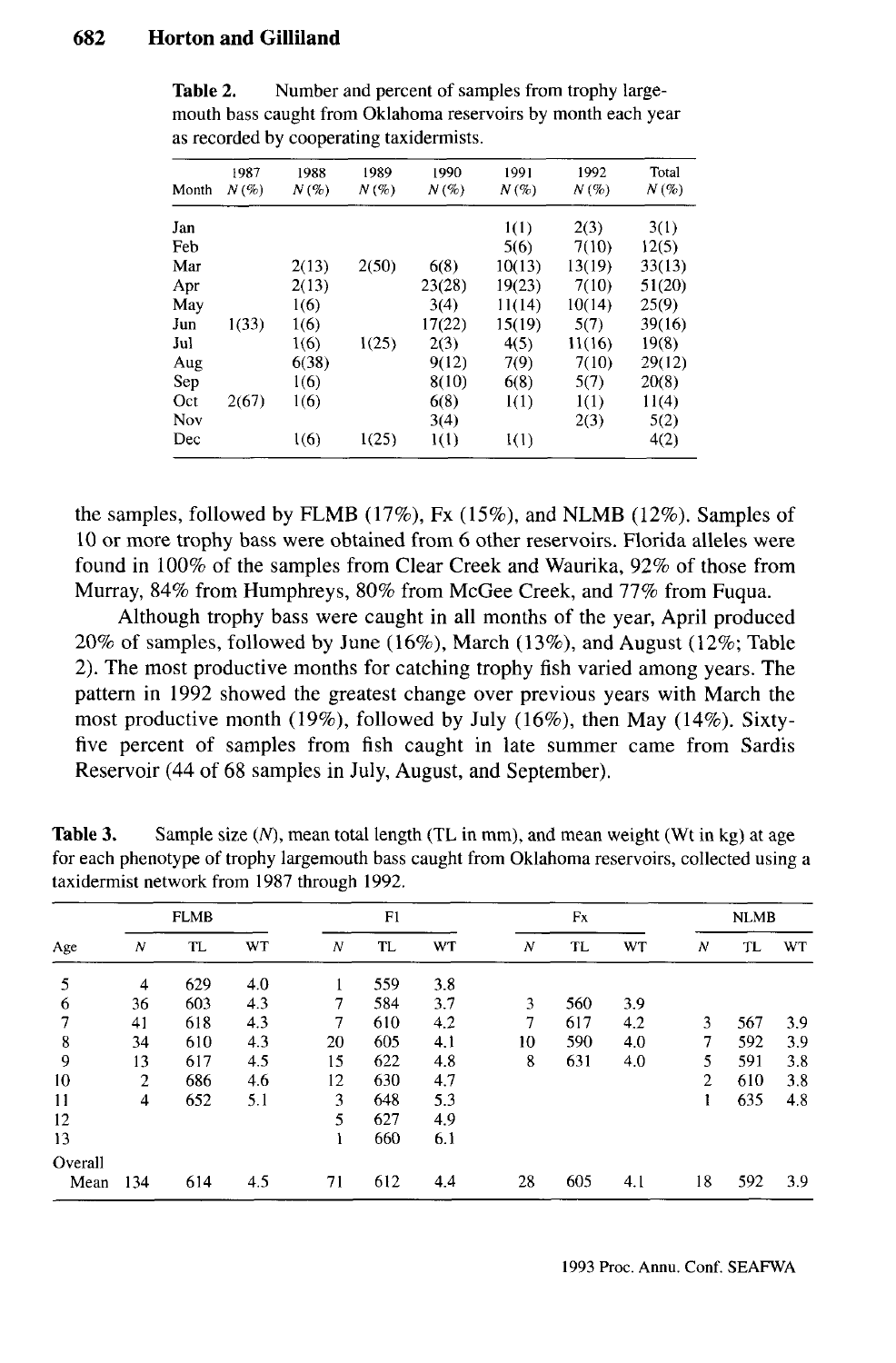**Table 2.** Number and percent of samples from trophy largemouth bass caught from Oklahoma reservoirs by month each year as recorded by cooperating taxidermists.

| Month | 1987 N (%) | 1988 N (%) | 1989 N (%) | 1990 N (%) | 1991 N (%) | 1992 N (%) | Total N (%) |
|---|---|---|---|---|---|---|---|
| Jan | | | | | 1(1) | 2(3) | 3(1) |
| Feb | | | | | 5(6) | 7(10) | 12(5) |
| Mar | | 2(13) | 2(50) | 6(8) | 10(13) | 13(19) | 33(13) |
| Apr | | 2(13) | | 23(28) | 19(23) | 7(10) | 51(20) |
| May | | 1(6) | | 3(4) | 11(14) | 10(14) | 25(9) |
| Jun | 1(33) | 1(6) | | 17(22) | 15(19) | 5(7) | 39(16) |
| Jul | | 1(6) | 1(25) | 2(3) | 4(5) | 11(16) | 19(8) |
| Aug | | 6(38) | | 9(12) | 7(9) | 7(10) | 29(12) |
| Sep | | 1(6) | | 8(10) | 6(8) | 5(7) | 20(8) |
| Oct | 2(67) | 1(6) | | 6(8) | 1(1) | 1(1) | 11(4) |
| Nov | | | | 3(4) | | 2(3) | 5(2) |
| Dec | | 1(6) | 1(25) | 1(1) | 1(1) | | 4(2) |

the samples, followed by FLMB (17%), Fx (15%), and NLMB (12%). Samples of 10 or more trophy bass were obtained from 6 other reservoirs. Florida alleles were found in 100% of the samples from Clear Creek and Waurika, 92% of those from Murray, 84% from Humphreys, 80% from McGee Creek, and 77% from Fuqua.

Although trophy bass were caught in all months of the year, April produced 20% of samples, followed by June (16%), March (13%), and August (12%; Table 2). The most productive months for catching trophy fish varied among years. The pattern in 1992 showed the greatest change over previous years with March the most productive month (19%), followed by July (16%), then May (14%). Sixty-five percent of samples from fish caught in late summer came from Sardis Reservoir (44 of 68 samples in July, August, and September).

**Table 3.** Sample size (*N*), mean total length (TL in mm), and mean weight (Wt in kg) at age for each phenotype of trophy largemouth bass caught from Oklahoma reservoirs, collected using a taxidermist network from 1987 through 1992.

| Age | FLMB | | | F1 | | | Fx | | | NLMB | | |
|---|---|---|---|---|---|---|---|---|---|---|---|---|
| | N | TL | WT | N | TL | WT | N | TL | WT | N | TL | WT |
| 5 | 4 | 629 | 4.0 | 1 | 559 | 3.8 | | | | | | |
| 6 | 36 | 603 | 4.3 | 7 | 584 | 3.7 | 3 | 560 | 3.9 | | | |
| 7 | 41 | 618 | 4.3 | 7 | 610 | 4.2 | 7 | 617 | 4.2 | 3 | 567 | 3.9 |
| 8 | 34 | 610 | 4.3 | 20 | 605 | 4.1 | 10 | 590 | 4.0 | 7 | 592 | 3.9 |
| 9 | 13 | 617 | 4.5 | 15 | 622 | 4.8 | 8 | 631 | 4.0 | 5 | 591 | 3.8 |
| 10 | 2 | 686 | 4.6 | 12 | 630 | 4.7 | | | | 2 | 610 | 3.8 |
| 11 | 4 | 652 | 5.1 | 3 | 648 | 5.3 | | | | 1 | 635 | 4.8 |
| 12 | | | | 5 | 627 | 4.9 | | | | | | |
| 13 | | | | 1 | 660 | 6.1 | | | | | | |
| Overall Mean | 134 | 614 | 4.5 | 71 | 612 | 4.4 | 28 | 605 | 4.1 | 18 | 592 | 3.9 |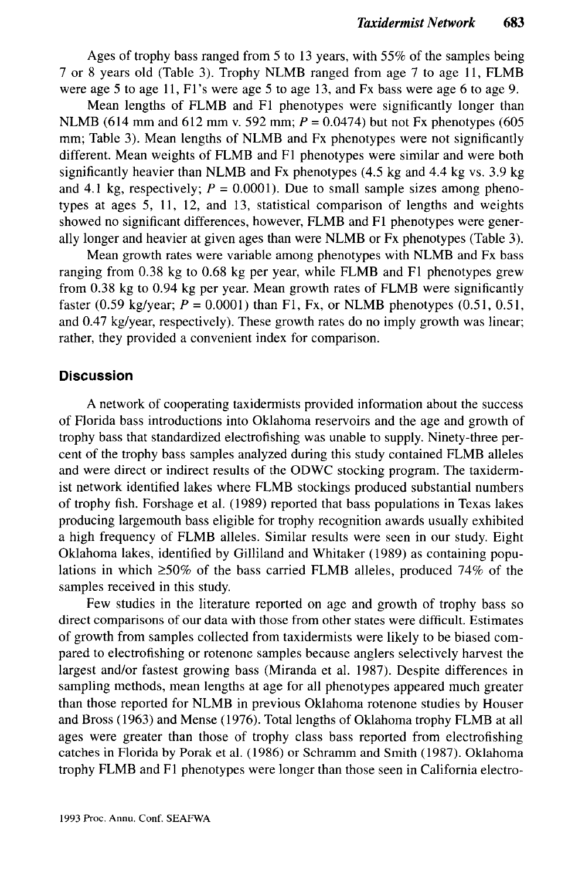Ages of trophy bass ranged from 5 to 13 years, with 55% of the samples being 7 or 8 years old (Table 3). Trophy NLMB ranged from age 7 to age 11, FLMB were age 5 to age 11, F1's were age 5 to age 13, and Fx bass were age 6 to age 9.

Mean lengths of FLMB and F1 phenotypes were significantly longer than NLMB (614 mm and 612 mm v. 592 mm; $P = 0.0474$) but not Fx phenotypes (605 mm; Table 3). Mean lengths of NLMB and Fx phenotypes were not significantly different. Mean weights of FLMB and F1 phenotypes were similar and were both significantly heavier than NLMB and Fx phenotypes (4.5 kg and 4.4 kg vs. 3.9 kg and 4.1 kg, respectively; $P = 0.0001$). Due to small sample sizes among phenotypes at ages 5, 11, 12, and 13, statistical comparison of lengths and weights showed no significant differences, however, FLMB and F1 phenotypes were generally longer and heavier at given ages than were NLMB or Fx phenotypes (Table 3).

Mean growth rates were variable among phenotypes with NLMB and Fx bass ranging from 0.38 kg to 0.68 kg per year, while FLMB and F1 phenotypes grew from 0.38 kg to 0.94 kg per year. Mean growth rates of FLMB were significantly faster (0.59 kg/year; $P = 0.0001$) than F1, Fx, or NLMB phenotypes (0.51, 0.51, and 0.47 kg/year, respectively). These growth rates do no imply growth was linear; rather, they provided a convenient index for comparison.

## Discussion

A network of cooperating taxidermists provided information about the success of Florida bass introductions into Oklahoma reservoirs and the age and growth of trophy bass that standardized electrofishing was unable to supply. Ninety-three percent of the trophy bass samples analyzed during this study contained FLMB alleles and were direct or indirect results of the ODWC stocking program. The taxidermist network identified lakes where FLMB stockings produced substantial numbers of trophy fish. Forshage et al. (1989) reported that bass populations in Texas lakes producing largemouth bass eligible for trophy recognition awards usually exhibited a high frequency of FLMB alleles. Similar results were seen in our study. Eight Oklahoma lakes, identified by Gilliland and Whitaker (1989) as containing populations in which ≥50% of the bass carried FLMB alleles, produced 74% of the samples received in this study.

Few studies in the literature reported on age and growth of trophy bass so direct comparisons of our data with those from other states were difficult. Estimates of growth from samples collected from taxidermists were likely to be biased compared to electrofishing or rotenone samples because anglers selectively harvest the largest and/or fastest growing bass (Miranda et al. 1987). Despite differences in sampling methods, mean lengths at age for all phenotypes appeared much greater than those reported for NLMB in previous Oklahoma rotenone studies by Houser and Bross (1963) and Mense (1976). Total lengths of Oklahoma trophy FLMB at all ages were greater than those of trophy class bass reported from electrofishing catches in Florida by Porak et al. (1986) or Schramm and Smith (1987). Oklahoma trophy FLMB and F1 phenotypes were longer than those seen in California electro-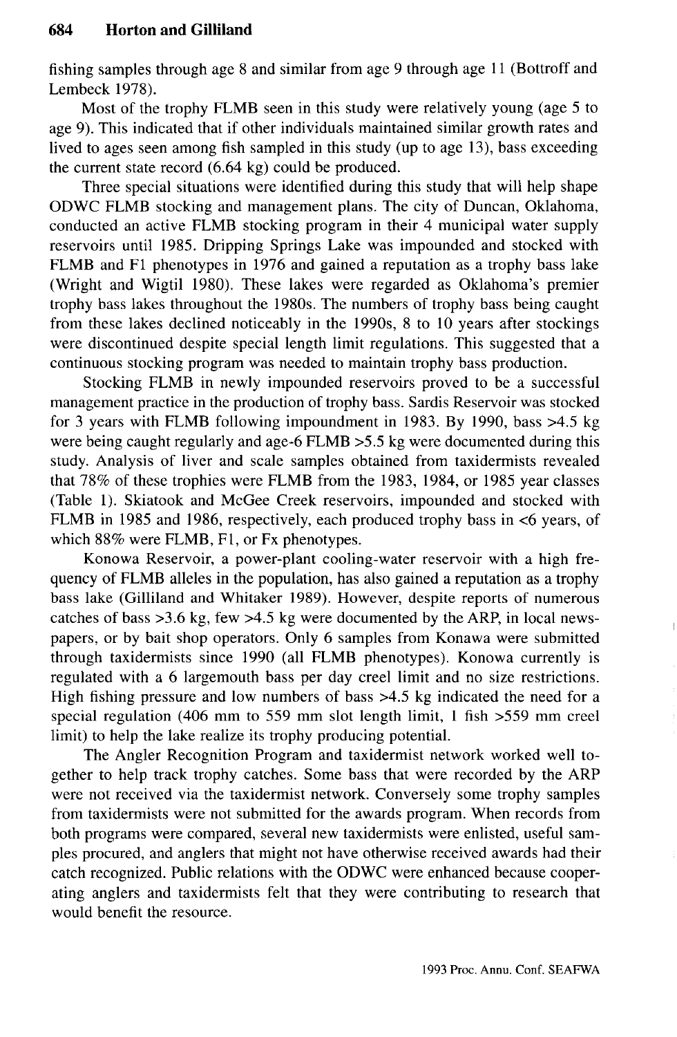fishing samples through age 8 and similar from age 9 through age 11 (Bottroff and Lembeck 1978).

Most of the trophy FLMB seen in this study were relatively young (age 5 to age 9). This indicated that if other individuals maintained similar growth rates and lived to ages seen among fish sampled in this study (up to age 13), bass exceeding the current state record (6.64 kg) could be produced.

Three special situations were identified during this study that will help shape ODWC FLMB stocking and management plans. The city of Duncan, Oklahoma, conducted an active FLMB stocking program in their 4 municipal water supply reservoirs until 1985. Dripping Springs Lake was impounded and stocked with FLMB and F1 phenotypes in 1976 and gained a reputation as a trophy bass lake (Wright and Wigtil 1980). These lakes were regarded as Oklahoma's premier trophy bass lakes throughout the 1980s. The numbers of trophy bass being caught from these lakes declined noticeably in the 1990s, 8 to 10 years after stockings were discontinued despite special length limit regulations. This suggested that a continuous stocking program was needed to maintain trophy bass production.

Stocking FLMB in newly impounded reservoirs proved to be a successful management practice in the production of trophy bass. Sardis Reservoir was stocked for 3 years with FLMB following impoundment in 1983. By 1990, bass >4.5 kg were being caught regularly and age-6 FLMB >5.5 kg were documented during this study. Analysis of liver and scale samples obtained from taxidermists revealed that 78% of these trophies were FLMB from the 1983, 1984, or 1985 year classes (Table 1). Skiatook and McGee Creek reservoirs, impounded and stocked with FLMB in 1985 and 1986, respectively, each produced trophy bass in <6 years, of which 88% were FLMB, F1, or Fx phenotypes.

Konowa Reservoir, a power-plant cooling-water reservoir with a high frequency of FLMB alleles in the population, has also gained a reputation as a trophy bass lake (Gilliland and Whitaker 1989). However, despite reports of numerous catches of bass >3.6 kg, few >4.5 kg were documented by the ARP, in local newspapers, or by bait shop operators. Only 6 samples from Konawa were submitted through taxidermists since 1990 (all FLMB phenotypes). Konowa currently is regulated with a 6 largemouth bass per day creel limit and no size restrictions. High fishing pressure and low numbers of bass >4.5 kg indicated the need for a special regulation (406 mm to 559 mm slot length limit, 1 fish >559 mm creel limit) to help the lake realize its trophy producing potential.

The Angler Recognition Program and taxidermist network worked well together to help track trophy catches. Some bass that were recorded by the ARP were not received via the taxidermist network. Conversely some trophy samples from taxidermists were not submitted for the awards program. When records from both programs were compared, several new taxidermists were enlisted, useful samples procured, and anglers that might not have otherwise received awards had their catch recognized. Public relations with the ODWC were enhanced because cooperating anglers and taxidermists felt that they were contributing to research that would benefit the resource.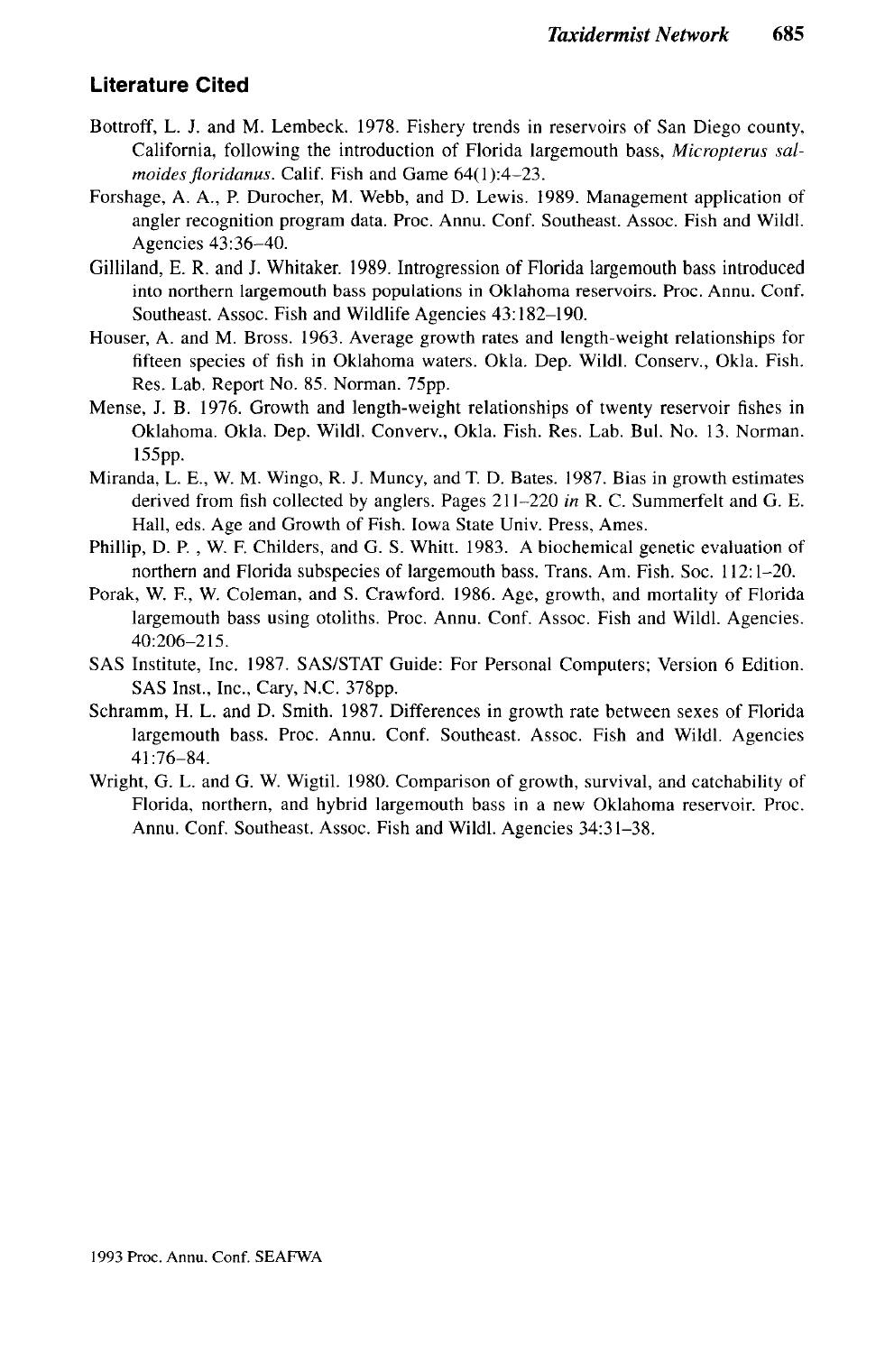## Literature Cited

Bottroff, L. J. and M. Lembeck. 1978. Fishery trends in reservoirs of San Diego county, California, following the introduction of Florida largemouth bass, *Micropterus salmoides floridanus*. Calif. Fish and Game 64(1):4–23.

Forshage, A. A., P. Durocher, M. Webb, and D. Lewis. 1989. Management application of angler recognition program data. Proc. Annu. Conf. Southeast. Assoc. Fish and Wildl. Agencies 43:36–40.

Gilliland, E. R. and J. Whitaker. 1989. Introgression of Florida largemouth bass introduced into northern largemouth bass populations in Oklahoma reservoirs. Proc. Annu. Conf. Southeast. Assoc. Fish and Wildlife Agencies 43:182–190.

Houser, A. and M. Bross. 1963. Average growth rates and length-weight relationships for fifteen species of fish in Oklahoma waters. Okla. Dep. Wildl. Conserv., Okla. Fish. Res. Lab. Report No. 85. Norman. 75pp.

Mense, J. B. 1976. Growth and length-weight relationships of twenty reservoir fishes in Oklahoma. Okla. Dep. Wildl. Converv., Okla. Fish. Res. Lab. Bul. No. 13. Norman. 155pp.

Miranda, L. E., W. M. Wingo, R. J. Muncy, and T. D. Bates. 1987. Bias in growth estimates derived from fish collected by anglers. Pages 211–220 *in* R. C. Summerfelt and G. E. Hall, eds. Age and Growth of Fish. Iowa State Univ. Press, Ames.

Phillip, D. P. , W. F. Childers, and G. S. Whitt. 1983. A biochemical genetic evaluation of northern and Florida subspecies of largemouth bass. Trans. Am. Fish. Soc. 112:1–20.

Porak, W. F., W. Coleman, and S. Crawford. 1986. Age, growth, and mortality of Florida largemouth bass using otoliths. Proc. Annu. Conf. Assoc. Fish and Wildl. Agencies. 40:206–215.

SAS Institute, Inc. 1987. SAS/STAT Guide: For Personal Computers; Version 6 Edition. SAS Inst., Inc., Cary, N.C. 378pp.

Schramm, H. L. and D. Smith. 1987. Differences in growth rate between sexes of Florida largemouth bass. Proc. Annu. Conf. Southeast. Assoc. Fish and Wildl. Agencies 41:76–84.

Wright, G. L. and G. W. Wigtil. 1980. Comparison of growth, survival, and catchability of Florida, northern, and hybrid largemouth bass in a new Oklahoma reservoir. Proc. Annu. Conf. Southeast. Assoc. Fish and Wildl. Agencies 34:31–38.